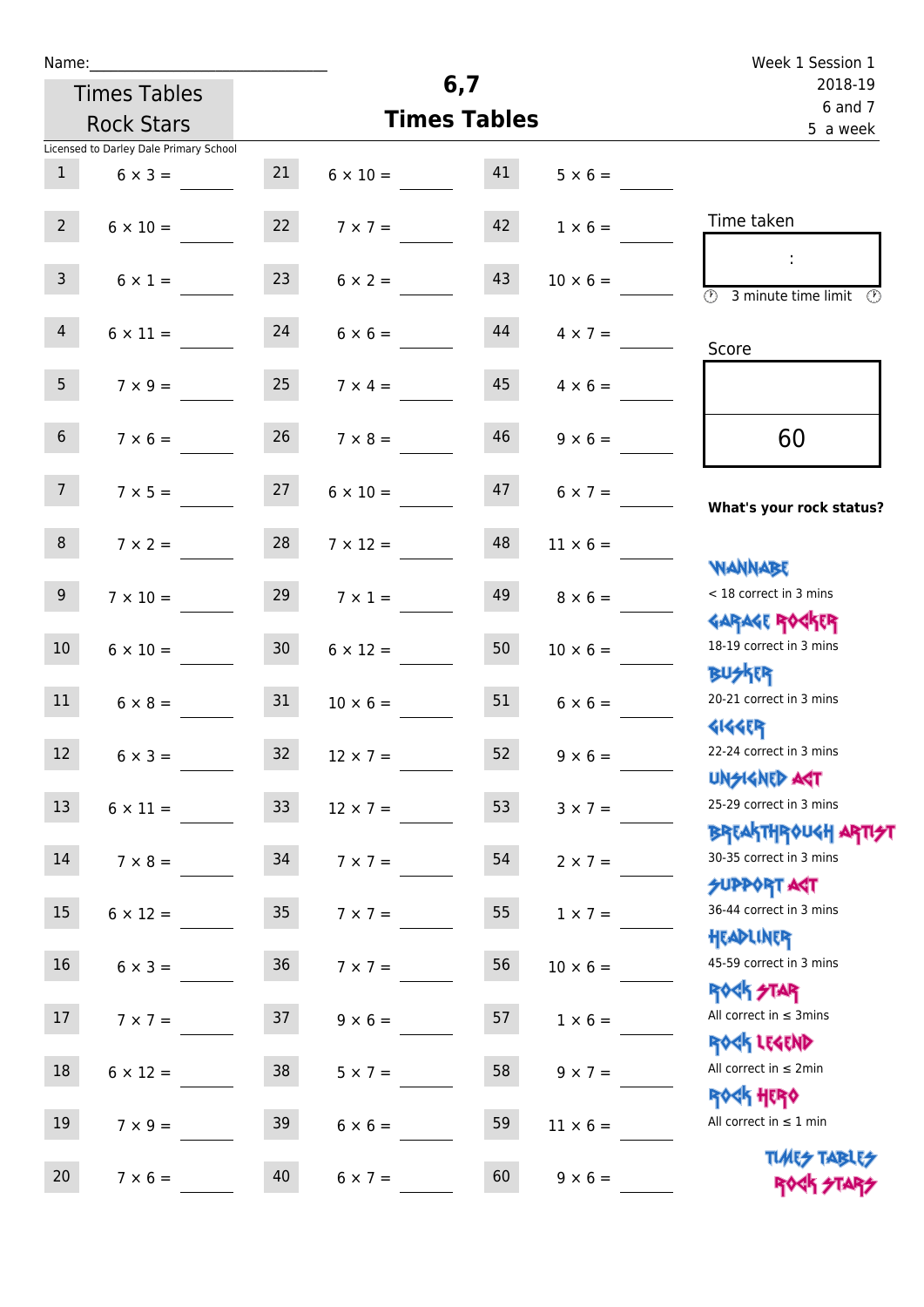Name:

Times Tables Rock Stars

Licensed to Darley Dale Primary School

# 6,7
# Times Tables

Week 1 Session 1
2018-19
6 and 7
5 a week

| | | | | | |
|---|---|---|---|---|---|
| 1 | 6 × 3 = | 21 | 6 × 10 = | 41 | 5 × 6 = |
| 2 | 6 × 10 = | 22 | 7 × 7 = | 42 | 1 × 6 = |
| 3 | 6 × 1 = | 23 | 6 × 2 = | 43 | 10 × 6 = |
| 4 | 6 × 11 = | 24 | 6 × 6 = | 44 | 4 × 7 = |
| 5 | 7 × 9 = | 25 | 7 × 4 = | 45 | 4 × 6 = |
| 6 | 7 × 6 = | 26 | 7 × 8 = | 46 | 9 × 6 = |
| 7 | 7 × 5 = | 27 | 6 × 10 = | 47 | 6 × 7 = |
| 8 | 7 × 2 = | 28 | 7 × 12 = | 48 | 11 × 6 = |
| 9 | 7 × 10 = | 29 | 7 × 1 = | 49 | 8 × 6 = |
| 10 | 6 × 10 = | 30 | 6 × 12 = | 50 | 10 × 6 = |
| 11 | 6 × 8 = | 31 | 10 × 6 = | 51 | 6 × 6 = |
| 12 | 6 × 3 = | 32 | 12 × 7 = | 52 | 9 × 6 = |
| 13 | 6 × 11 = | 33 | 12 × 7 = | 53 | 3 × 7 = |
| 14 | 7 × 8 = | 34 | 7 × 7 = | 54 | 2 × 7 = |
| 15 | 6 × 12 = | 35 | 7 × 7 = | 55 | 1 × 7 = |
| 16 | 6 × 3 = | 36 | 7 × 7 = | 56 | 10 × 6 = |
| 17 | 7 × 7 = | 37 | 9 × 6 = | 57 | 1 × 6 = |
| 18 | 6 × 12 = | 38 | 5 × 7 = | 58 | 9 × 7 = |
| 19 | 7 × 9 = | 39 | 6 × 6 = | 59 | 11 × 6 = |
| 20 | 7 × 6 = | 40 | 6 × 7 = | 60 | 9 × 6 = |

Time taken

:

3 minute time limit

Score

60

**What's your rock status?**

WANNABE
< 18 correct in 3 mins

GARAGE ROCKER
18-19 correct in 3 mins

BUSKER
20-21 correct in 3 mins

GIGGER
22-24 correct in 3 mins

UNSIGNED ACT
25-29 correct in 3 mins

BREAKTHROUGH ARTIST
30-35 correct in 3 mins

SUPPORT ACT
36-44 correct in 3 mins

HEADLINER
45-59 correct in 3 mins

ROCK STAR
All correct in ≤ 3mins

ROCK LEGEND
All correct in ≤ 2min

ROCK HERO
All correct in ≤ 1 min

TIMES TABLES ROCK STARS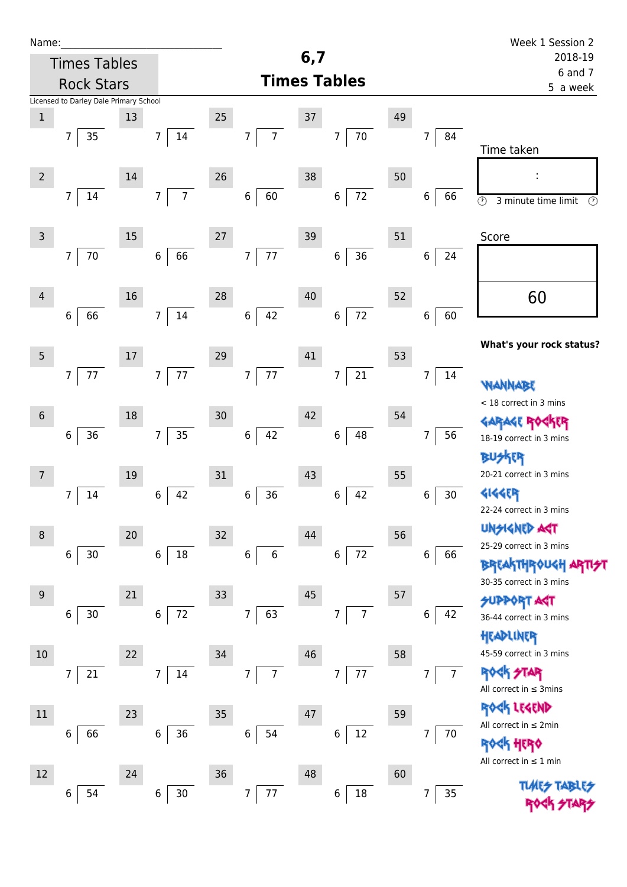Name:_____________________________

Times Tables Rock Stars

Licensed to Darley Dale Primary School

# 6,7 Times Tables

Week 1 Session 2
2018-19
6 and 7
5 a week

| # | Question | # | Question | # | Question | # | Question | # | Question |
|---|---|---|---|---|---|---|---|---|---|
| 1 | 7 ⟌ 35 | 13 | 7 ⟌ 14 | 25 | 7 ⟌ 7 | 37 | 7 ⟌ 70 | 49 | 7 ⟌ 84 |
| 2 | 7 ⟌ 14 | 14 | 7 ⟌ 7 | 26 | 6 ⟌ 60 | 38 | 6 ⟌ 72 | 50 | 6 ⟌ 66 |
| 3 | 7 ⟌ 70 | 15 | 6 ⟌ 66 | 27 | 7 ⟌ 77 | 39 | 6 ⟌ 36 | 51 | 6 ⟌ 24 |
| 4 | 6 ⟌ 66 | 16 | 7 ⟌ 14 | 28 | 6 ⟌ 42 | 40 | 6 ⟌ 72 | 52 | 6 ⟌ 60 |
| 5 | 7 ⟌ 77 | 17 | 7 ⟌ 77 | 29 | 7 ⟌ 77 | 41 | 7 ⟌ 21 | 53 | 7 ⟌ 14 |
| 6 | 6 ⟌ 36 | 18 | 7 ⟌ 35 | 30 | 6 ⟌ 42 | 42 | 6 ⟌ 48 | 54 | 7 ⟌ 56 |
| 7 | 7 ⟌ 14 | 19 | 6 ⟌ 42 | 31 | 6 ⟌ 36 | 43 | 6 ⟌ 42 | 55 | 6 ⟌ 30 |
| 8 | 6 ⟌ 30 | 20 | 6 ⟌ 18 | 32 | 6 ⟌ 6 | 44 | 6 ⟌ 72 | 56 | 6 ⟌ 66 |
| 9 | 6 ⟌ 30 | 21 | 6 ⟌ 72 | 33 | 7 ⟌ 63 | 45 | 7 ⟌ 7 | 57 | 6 ⟌ 42 |
| 10 | 7 ⟌ 21 | 22 | 7 ⟌ 14 | 34 | 7 ⟌ 7 | 46 | 7 ⟌ 77 | 58 | 7 ⟌ 7 |
| 11 | 6 ⟌ 66 | 23 | 6 ⟌ 36 | 35 | 6 ⟌ 54 | 47 | 6 ⟌ 12 | 59 | 7 ⟌ 70 |
| 12 | 6 ⟌ 54 | 24 | 6 ⟌ 30 | 36 | 7 ⟌ 77 | 48 | 6 ⟌ 18 | 60 | 7 ⟌ 35 |

Time taken

:

3 minute time limit

Score

60

**What's your rock status?**

WANNABE
< 18 correct in 3 mins

GARAGE ROCKER
18-19 correct in 3 mins

BUSKER
20-21 correct in 3 mins

GIGGER
22-24 correct in 3 mins

UNSIGNED ACT
25-29 correct in 3 mins

BREAKTHROUGH ARTIST
30-35 correct in 3 mins

SUPPORT ACT
36-44 correct in 3 mins

HEADLINER
45-59 correct in 3 mins

ROCK STAR
All correct in ≤ 3mins

ROCK LEGEND
All correct in ≤ 2min

ROCK HERO
All correct in ≤ 1 min

TIMES TABLES ROCK STARS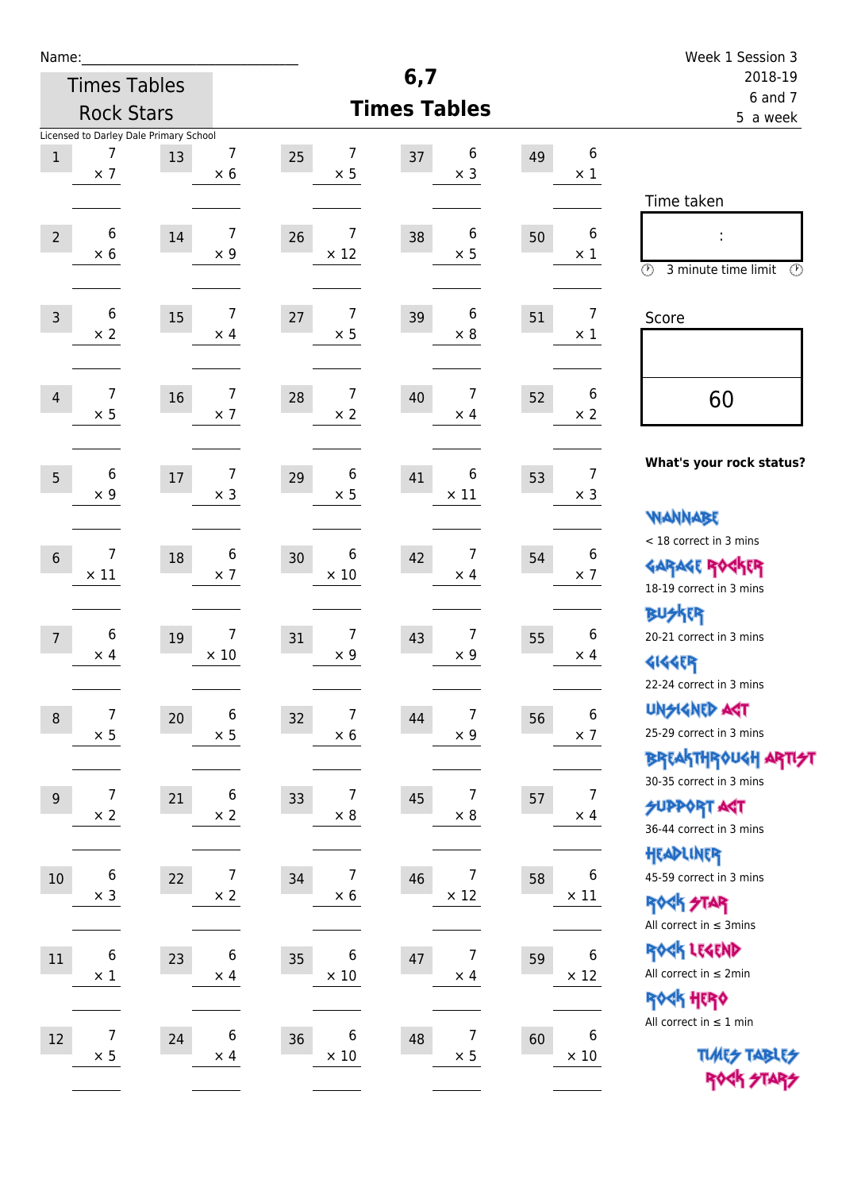Name:\_\_\_\_\_\_\_\_\_\_\_\_\_\_\_\_\_\_\_\_\_\_\_\_\_\_\_\_

Times Tables Rock Stars

Licensed to Darley Dale Primary School

# 6,7 Times Tables

Week 1 Session 3
2018-19
6 and 7
5 a week

| | | | | | | | | | |
|---|---|---|---|---|---|---|---|---|---|
| 1 | $7 \times 7$ | 13 | $7 \times 6$ | 25 | $7 \times 5$ | 37 | $6 \times 3$ | 49 | $6 \times 1$ |
| 2 | $6 \times 6$ | 14 | $7 \times 9$ | 26 | $7 \times 12$ | 38 | $6 \times 5$ | 50 | $6 \times 1$ |
| 3 | $6 \times 2$ | 15 | $7 \times 4$ | 27 | $7 \times 5$ | 39 | $6 \times 8$ | 51 | $7 \times 1$ |
| 4 | $7 \times 5$ | 16 | $7 \times 7$ | 28 | $7 \times 2$ | 40 | $7 \times 4$ | 52 | $6 \times 2$ |
| 5 | $6 \times 9$ | 17 | $7 \times 3$ | 29 | $6 \times 5$ | 41 | $6 \times 11$ | 53 | $7 \times 3$ |
| 6 | $7 \times 11$ | 18 | $6 \times 7$ | 30 | $6 \times 10$ | 42 | $7 \times 4$ | 54 | $6 \times 7$ |
| 7 | $6 \times 4$ | 19 | $7 \times 10$ | 31 | $7 \times 9$ | 43 | $7 \times 9$ | 55 | $6 \times 4$ |
| 8 | $7 \times 5$ | 20 | $6 \times 5$ | 32 | $7 \times 6$ | 44 | $7 \times 9$ | 56 | $6 \times 7$ |
| 9 | $7 \times 2$ | 21 | $6 \times 2$ | 33 | $7 \times 8$ | 45 | $7 \times 8$ | 57 | $7 \times 4$ |
| 10 | $6 \times 3$ | 22 | $7 \times 2$ | 34 | $7 \times 6$ | 46 | $7 \times 12$ | 58 | $6 \times 11$ |
| 11 | $6 \times 1$ | 23 | $6 \times 4$ | 35 | $6 \times 10$ | 47 | $7 \times 4$ | 59 | $6 \times 12$ |
| 12 | $7 \times 5$ | 24 | $6 \times 4$ | 36 | $6 \times 10$ | 48 | $7 \times 5$ | 60 | $6 \times 10$ |

Time taken

:

3 minute time limit

Score

60

**What's your rock status?**

WANNABE
< 18 correct in 3 mins

GARAGE ROCKER
18-19 correct in 3 mins

BUSKER
20-21 correct in 3 mins

GIGGER
22-24 correct in 3 mins

UNSIGNED ACT
25-29 correct in 3 mins

BREAKTHROUGH ARTIST
30-35 correct in 3 mins

SUPPORT ACT
36-44 correct in 3 mins

HEADLINER
45-59 correct in 3 mins

ROCK STAR
All correct in ≤ 3mins

ROCK LEGEND
All correct in ≤ 2min

ROCK HERO
All correct in ≤ 1 min

TIMES TABLES ROCK STARS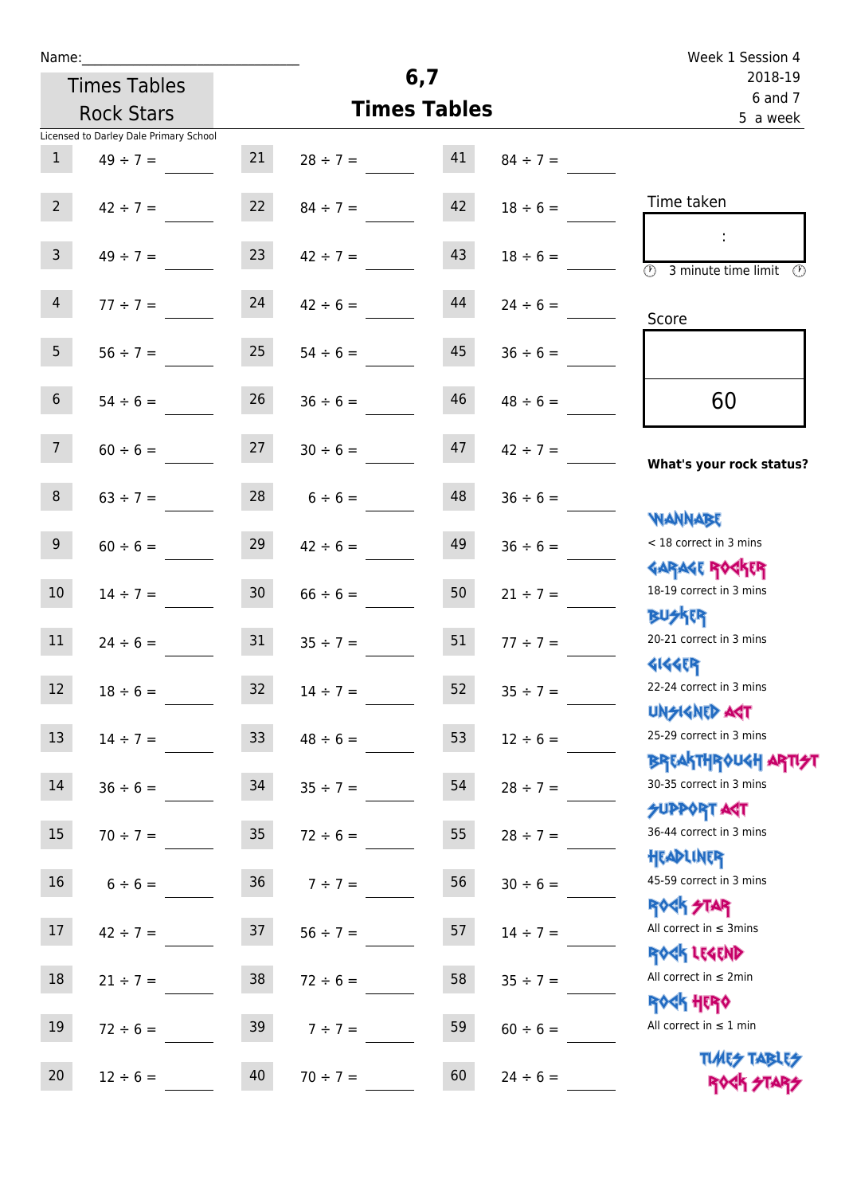Name:______________________________

Week 1 Session 4
2018-19
6 and 7
5 a week

Times Tables Rock Stars

# 6,7 Times Tables

Licensed to Darley Dale Primary School

| | | | | | |
|---|---|---|---|---|---|
| 1 | 49 ÷ 7 = ____ | 21 | 28 ÷ 7 = ____ | 41 | 84 ÷ 7 = ____ |
| 2 | 42 ÷ 7 = ____ | 22 | 84 ÷ 7 = ____ | 42 | 18 ÷ 6 = ____ |
| 3 | 49 ÷ 7 = ____ | 23 | 42 ÷ 7 = ____ | 43 | 18 ÷ 6 = ____ |
| 4 | 77 ÷ 7 = ____ | 24 | 42 ÷ 6 = ____ | 44 | 24 ÷ 6 = ____ |
| 5 | 56 ÷ 7 = ____ | 25 | 54 ÷ 6 = ____ | 45 | 36 ÷ 6 = ____ |
| 6 | 54 ÷ 6 = ____ | 26 | 36 ÷ 6 = ____ | 46 | 48 ÷ 6 = ____ |
| 7 | 60 ÷ 6 = ____ | 27 | 30 ÷ 6 = ____ | 47 | 42 ÷ 7 = ____ |
| 8 | 63 ÷ 7 = ____ | 28 | 6 ÷ 6 = ____ | 48 | 36 ÷ 6 = ____ |
| 9 | 60 ÷ 6 = ____ | 29 | 42 ÷ 6 = ____ | 49 | 36 ÷ 6 = ____ |
| 10 | 14 ÷ 7 = ____ | 30 | 66 ÷ 6 = ____ | 50 | 21 ÷ 7 = ____ |
| 11 | 24 ÷ 6 = ____ | 31 | 35 ÷ 7 = ____ | 51 | 77 ÷ 7 = ____ |
| 12 | 18 ÷ 6 = ____ | 32 | 14 ÷ 7 = ____ | 52 | 35 ÷ 7 = ____ |
| 13 | 14 ÷ 7 = ____ | 33 | 48 ÷ 6 = ____ | 53 | 12 ÷ 6 = ____ |
| 14 | 36 ÷ 6 = ____ | 34 | 35 ÷ 7 = ____ | 54 | 28 ÷ 7 = ____ |
| 15 | 70 ÷ 7 = ____ | 35 | 72 ÷ 6 = ____ | 55 | 28 ÷ 7 = ____ |
| 16 | 6 ÷ 6 = ____ | 36 | 7 ÷ 7 = ____ | 56 | 30 ÷ 6 = ____ |
| 17 | 42 ÷ 7 = ____ | 37 | 56 ÷ 7 = ____ | 57 | 14 ÷ 7 = ____ |
| 18 | 21 ÷ 7 = ____ | 38 | 72 ÷ 6 = ____ | 58 | 35 ÷ 7 = ____ |
| 19 | 72 ÷ 6 = ____ | 39 | 7 ÷ 7 = ____ | 59 | 60 ÷ 6 = ____ |
| 20 | 12 ÷ 6 = ____ | 40 | 70 ÷ 7 = ____ | 60 | 24 ÷ 6 = ____ |

Time taken

:

3 minute time limit

Score

60

**What's your rock status?**

WANNABE
< 18 correct in 3 mins

GARAGE ROCKER
18-19 correct in 3 mins

BUSKER
20-21 correct in 3 mins

GIGGER
22-24 correct in 3 mins

UNSIGNED ACT
25-29 correct in 3 mins

BREAKTHROUGH ARTIST
30-35 correct in 3 mins

SUPPORT ACT
36-44 correct in 3 mins

HEADLINER
45-59 correct in 3 mins

ROCK STAR
All correct in ≤ 3mins

ROCK LEGEND
All correct in ≤ 2min

ROCK HERO
All correct in ≤ 1 min

TIMES TABLES ROCK STARS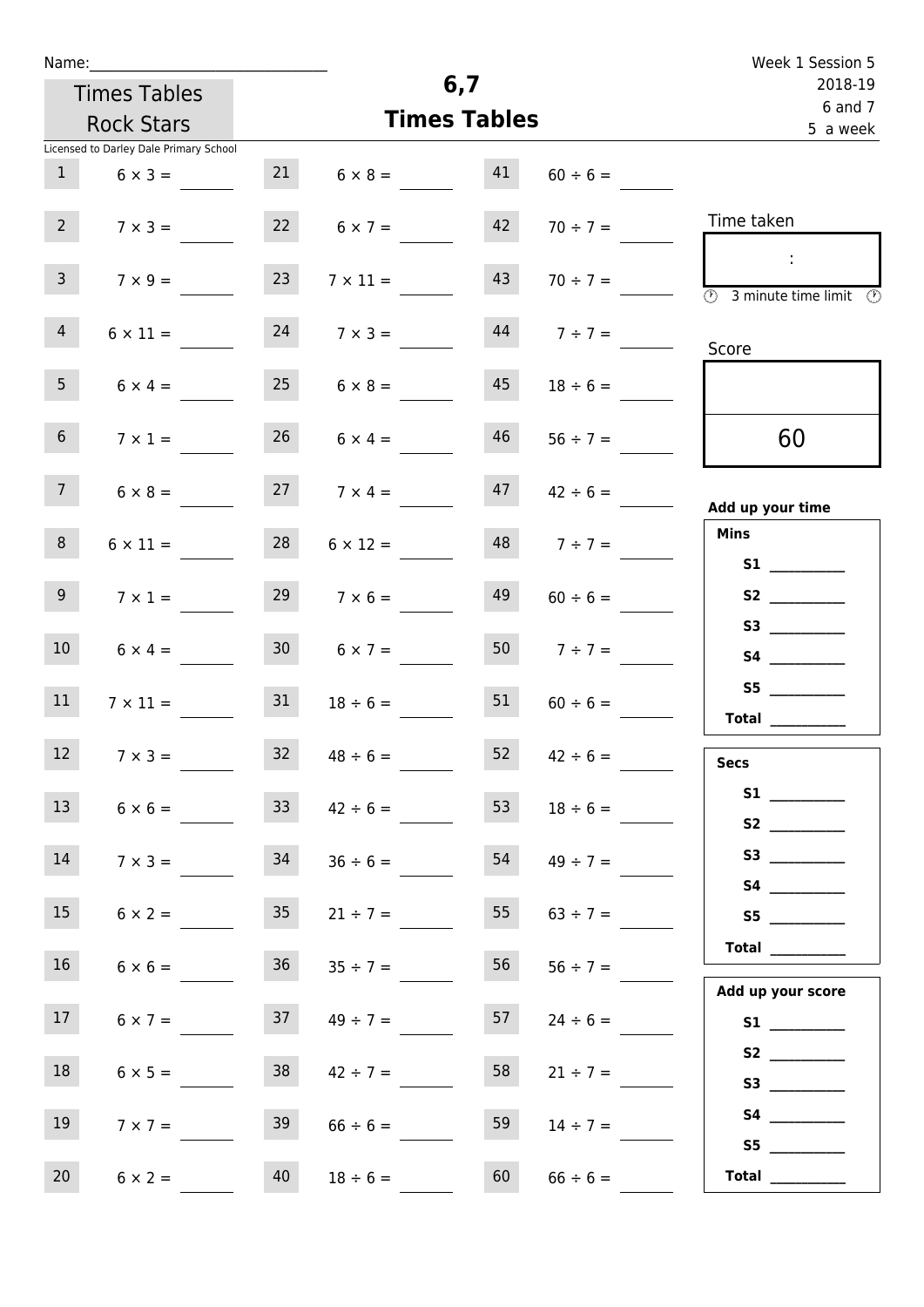Name:\_\_\_\_\_\_\_\_\_\_\_\_\_\_\_\_\_\_\_\_\_\_\_\_\_\_\_\_\_\_

Times Tables Rock Stars

Licensed to Darley Dale Primary School

# 6,7
# Times Tables

Week 1 Session 5
2018-19
6 and 7
5 a week

| | | | | | |
|---|---|---|---|---|---|
| 1 | $6 \times 3 =$ | 21 | $6 \times 8 =$ | 41 | $60 \div 6 =$ |
| 2 | $7 \times 3 =$ | 22 | $6 \times 7 =$ | 42 | $70 \div 7 =$ |
| 3 | $7 \times 9 =$ | 23 | $7 \times 11 =$ | 43 | $70 \div 7 =$ |
| 4 | $6 \times 11 =$ | 24 | $7 \times 3 =$ | 44 | $7 \div 7 =$ |
| 5 | $6 \times 4 =$ | 25 | $6 \times 8 =$ | 45 | $18 \div 6 =$ |
| 6 | $7 \times 1 =$ | 26 | $6 \times 4 =$ | 46 | $56 \div 7 =$ |
| 7 | $6 \times 8 =$ | 27 | $7 \times 4 =$ | 47 | $42 \div 6 =$ |
| 8 | $6 \times 11 =$ | 28 | $6 \times 12 =$ | 48 | $7 \div 7 =$ |
| 9 | $7 \times 1 =$ | 29 | $7 \times 6 =$ | 49 | $60 \div 6 =$ |
| 10 | $6 \times 4 =$ | 30 | $6 \times 7 =$ | 50 | $7 \div 7 =$ |
| 11 | $7 \times 11 =$ | 31 | $18 \div 6 =$ | 51 | $60 \div 6 =$ |
| 12 | $7 \times 3 =$ | 32 | $48 \div 6 =$ | 52 | $42 \div 6 =$ |
| 13 | $6 \times 6 =$ | 33 | $42 \div 6 =$ | 53 | $18 \div 6 =$ |
| 14 | $7 \times 3 =$ | 34 | $36 \div 6 =$ | 54 | $49 \div 7 =$ |
| 15 | $6 \times 2 =$ | 35 | $21 \div 7 =$ | 55 | $63 \div 7 =$ |
| 16 | $6 \times 6 =$ | 36 | $35 \div 7 =$ | 56 | $56 \div 7 =$ |
| 17 | $6 \times 7 =$ | 37 | $49 \div 7 =$ | 57 | $24 \div 6 =$ |
| 18 | $6 \times 5 =$ | 38 | $42 \div 7 =$ | 58 | $21 \div 7 =$ |
| 19 | $7 \times 7 =$ | 39 | $66 \div 6 =$ | 59 | $14 \div 7 =$ |
| 20 | $6 \times 2 =$ | 40 | $18 \div 6 =$ | 60 | $66 \div 6 =$ |

Time taken

:

3 minute time limit

Score

60

**Add up your time**

**Mins**

**S1** \_\_\_\_\_\_\_\_\_\_
**S2** \_\_\_\_\_\_\_\_\_\_
**S3** \_\_\_\_\_\_\_\_\_\_
**S4** \_\_\_\_\_\_\_\_\_\_
**S5** \_\_\_\_\_\_\_\_\_\_
**Total** \_\_\_\_\_\_\_\_\_\_

**Secs**

**S1** \_\_\_\_\_\_\_\_\_\_
**S2** \_\_\_\_\_\_\_\_\_\_
**S3** \_\_\_\_\_\_\_\_\_\_
**S4** \_\_\_\_\_\_\_\_\_\_
**S5** \_\_\_\_\_\_\_\_\_\_
**Total** \_\_\_\_\_\_\_\_\_\_

**Add up your score**

**S1** \_\_\_\_\_\_\_\_\_\_
**S2** \_\_\_\_\_\_\_\_\_\_
**S3** \_\_\_\_\_\_\_\_\_\_
**S4** \_\_\_\_\_\_\_\_\_\_
**S5** \_\_\_\_\_\_\_\_\_\_
**Total** \_\_\_\_\_\_\_\_\_\_